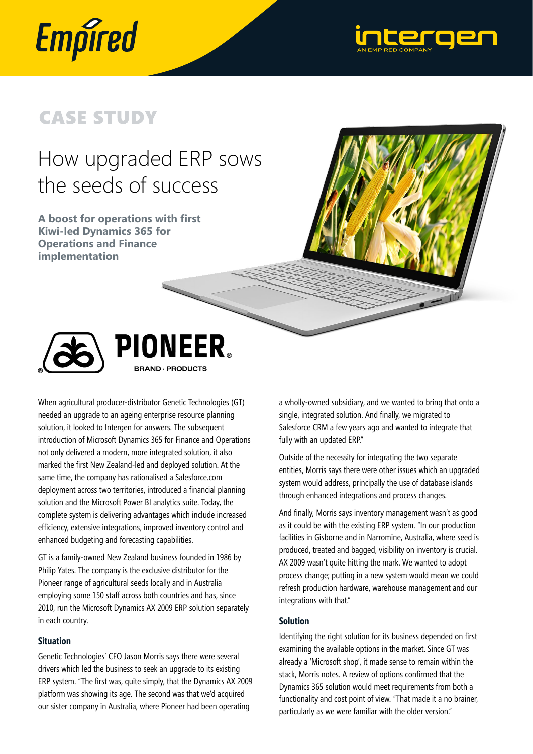Empired

intergen
AN EMPIRED COMPANY

## CASE STUDY

# How upgraded ERP sows the seeds of success

**A boost for operations with first Kiwi-led Dynamics 365 for Operations and Finance implementation**

PIONEER®
BRAND · PRODUCTS

When agricultural producer-distributor Genetic Technologies (GT) needed an upgrade to an ageing enterprise resource planning solution, it looked to Intergen for answers. The subsequent introduction of Microsoft Dynamics 365 for Finance and Operations not only delivered a modern, more integrated solution, it also marked the first New Zealand-led and deployed solution. At the same time, the company has rationalised a Salesforce.com deployment across two territories, introduced a financial planning solution and the Microsoft Power BI analytics suite. Today, the complete system is delivering advantages which include increased efficiency, extensive integrations, improved inventory control and enhanced budgeting and forecasting capabilities.

GT is a family-owned New Zealand business founded in 1986 by Philip Yates. The company is the exclusive distributor for the Pioneer range of agricultural seeds locally and in Australia employing some 150 staff across both countries and has, since 2010, run the Microsoft Dynamics AX 2009 ERP solution separately in each country.

### Situation

Genetic Technologies' CFO Jason Morris says there were several drivers which led the business to seek an upgrade to its existing ERP system. "The first was, quite simply, that the Dynamics AX 2009 platform was showing its age. The second was that we'd acquired our sister company in Australia, where Pioneer had been operating a wholly-owned subsidiary, and we wanted to bring that onto a single, integrated solution. And finally, we migrated to Salesforce CRM a few years ago and wanted to integrate that fully with an updated ERP."

Outside of the necessity for integrating the two separate entities, Morris says there were other issues which an upgraded system would address, principally the use of database islands through enhanced integrations and process changes.

And finally, Morris says inventory management wasn't as good as it could be with the existing ERP system. "In our production facilities in Gisborne and in Narromine, Australia, where seed is produced, treated and bagged, visibility on inventory is crucial. AX 2009 wasn't quite hitting the mark. We wanted to adopt process change; putting in a new system would mean we could refresh production hardware, warehouse management and our integrations with that."

### Solution

Identifying the right solution for its business depended on first examining the available options in the market. Since GT was already a 'Microsoft shop', it made sense to remain within the stack, Morris notes. A review of options confirmed that the Dynamics 365 solution would meet requirements from both a functionality and cost point of view. "That made it a no brainer, particularly as we were familiar with the older version."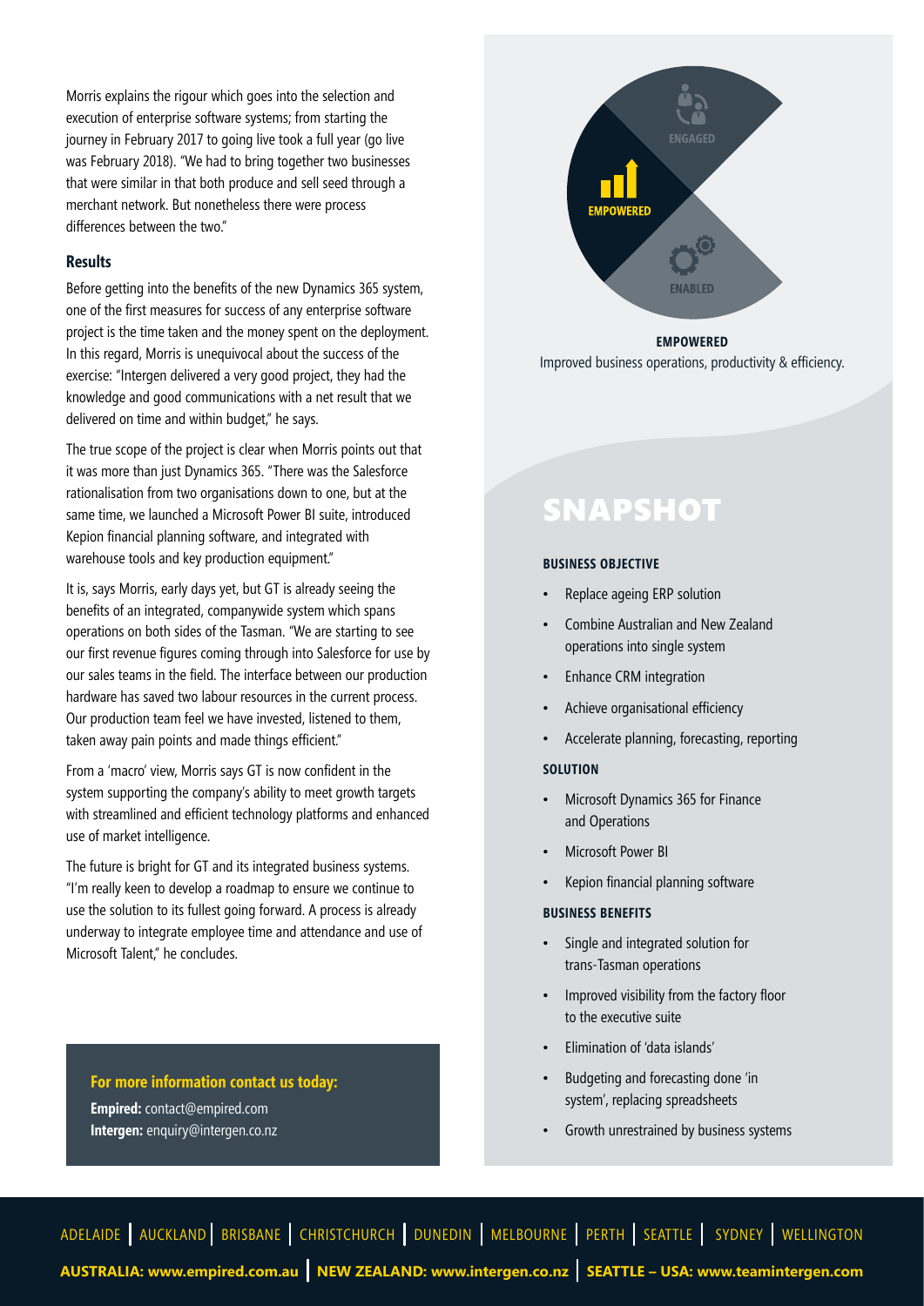Morris explains the rigour which goes into the selection and execution of enterprise software systems; from starting the journey in February 2017 to going live took a full year (go live was February 2018). "We had to bring together two businesses that were similar in that both produce and sell seed through a merchant network. But nonetheless there were process differences between the two."

### Results

Before getting into the benefits of the new Dynamics 365 system, one of the first measures for success of any enterprise software project is the time taken and the money spent on the deployment. In this regard, Morris is unequivocal about the success of the exercise: "Intergen delivered a very good project, they had the knowledge and good communications with a net result that we delivered on time and within budget," he says.

The true scope of the project is clear when Morris points out that it was more than just Dynamics 365. "There was the Salesforce rationalisation from two organisations down to one, but at the same time, we launched a Microsoft Power BI suite, introduced Kepion financial planning software, and integrated with warehouse tools and key production equipment."

It is, says Morris, early days yet, but GT is already seeing the benefits of an integrated, companywide system which spans operations on both sides of the Tasman. "We are starting to see our first revenue figures coming through into Salesforce for use by our sales teams in the field. The interface between our production hardware has saved two labour resources in the current process. Our production team feel we have invested, listened to them, taken away pain points and made things efficient."

From a 'macro' view, Morris says GT is now confident in the system supporting the company's ability to meet growth targets with streamlined and efficient technology platforms and enhanced use of market intelligence.

The future is bright for GT and its integrated business systems. "I'm really keen to develop a roadmap to ensure we continue to use the solution to its fullest going forward. A process is already underway to integrate employee time and attendance and use of Microsoft Talent," he concludes.

**For more information contact us today:**

**Empired:** contact@empired.com
**Intergen:** enquiry@intergen.co.nz

ENGAGED
EMPOWERED
ENABLED

**EMPOWERED**
Improved business operations, productivity & efficiency.

## SNAPSHOT

**BUSINESS OBJECTIVE**

- Replace ageing ERP solution
- Combine Australian and New Zealand operations into single system
- Enhance CRM integration
- Achieve organisational efficiency
- Accelerate planning, forecasting, reporting

**SOLUTION**

- Microsoft Dynamics 365 for Finance and Operations
- Microsoft Power BI
- Kepion financial planning software

**BUSINESS BENEFITS**

- Single and integrated solution for trans-Tasman operations
- Improved visibility from the factory floor to the executive suite
- Elimination of 'data islands'
- Budgeting and forecasting done 'in system', replacing spreadsheets
- Growth unrestrained by business systems

ADELAIDE | AUCKLAND | BRISBANE | CHRISTCHURCH | DUNEDIN | MELBOURNE | PERTH | SEATTLE | SYDNEY | WELLINGTON

**AUSTRALIA: www.empired.com.au | NEW ZEALAND: www.intergen.co.nz | SEATTLE – USA: www.teamintergen.com**